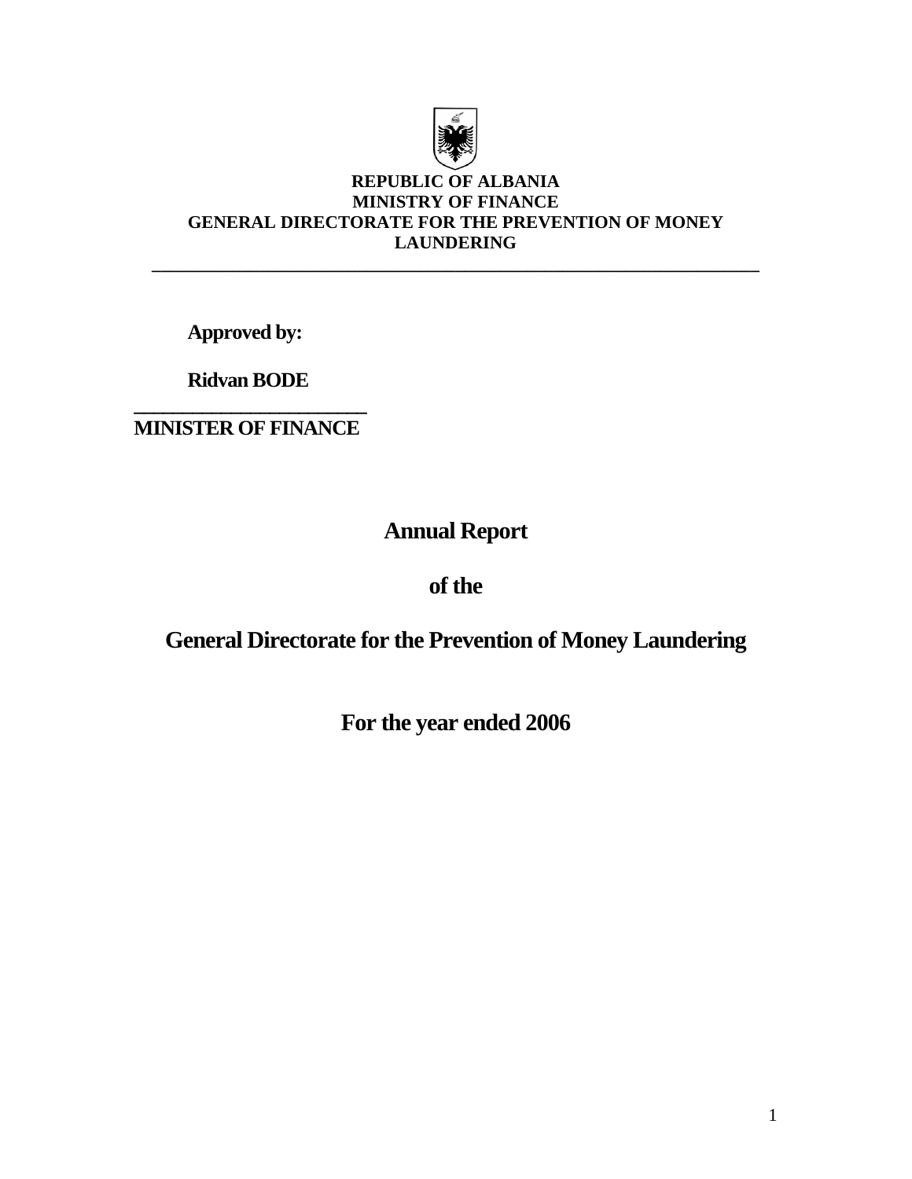**REPUBLIC OF ALBANIA**
**MINISTRY OF FINANCE**
**GENERAL DIRECTORATE FOR THE PREVENTION OF MONEY LAUNDERING**

---

**Approved by:**

**Ridvan BODE**

**MINISTER OF FINANCE**

# Annual Report

# of the

# General Directorate for the Prevention of Money Laundering

# For the year ended 2006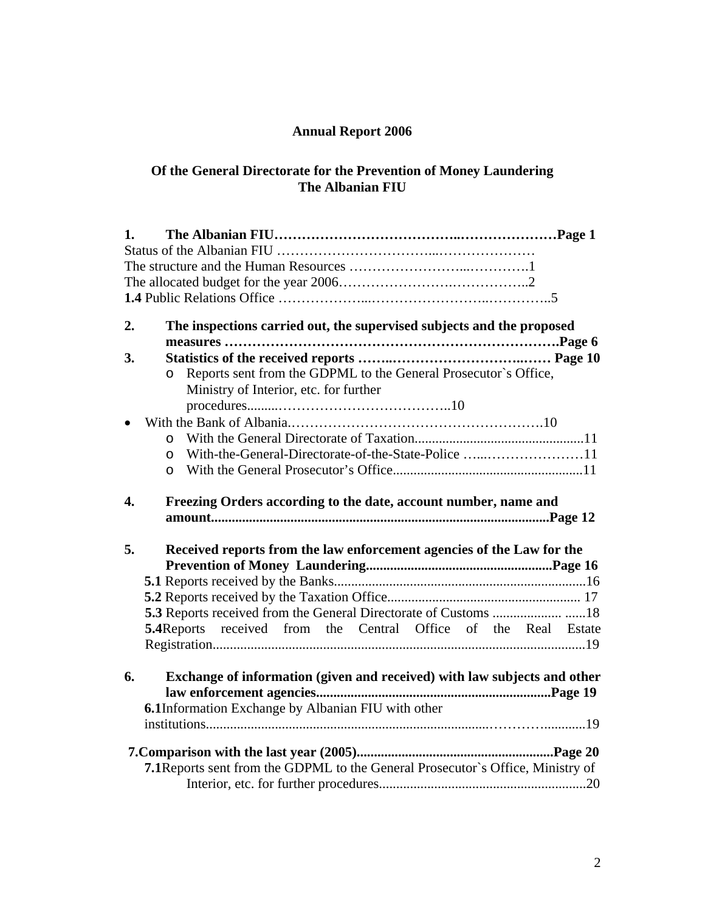**Annual Report 2006**

**Of the General Directorate for the Prevention of Money Laundering**
**The Albanian FIU**

1. **The Albanian FIU……………………………………..…………………Page 1**

Status of the Albanian FIU ……………………………...…………………
The structure and the Human Resources …………………...………….1
The allocated budget for the year 2006…………………..……………..2
**1.4** Public Relations Office ………………...…………………..…………..5

2. **The inspections carried out, the supervised subjects and the proposed measures ……………………………………………………………….Page 6**
3. **Statistics of the received reports ……..…………………………..…… Page 10**
   - Reports sent from the GDPML to the General Prosecutor`s Office, Ministry of Interior, etc. for further procedures.........………………………………..10

- With the Bank of Albania.………………………………………………10
  - With the General Directorate of Taxation.................................................11
  - With-the-General-Directorate-of-the-State-Police …...…………………11
  - With the General Prosecutor's Office.......................................................11

4. **Freezing Orders according to the date, account number, name and amount...............................................................................................Page 12**

5. **Received reports from the law enforcement agencies of the Law for the Prevention of Money Laundering....................................................Page 16**

**5.1** Reports received by the Banks.........................................................................16
**5.2** Reports received by the Taxation Office....................................................... 17
**5.3** Reports received from the General Directorate of Customs .................... ......18
**5.4**Reports received from the Central Office of the Real Estate Registration...........................................................................................................19

6. **Exchange of information (given and received) with law subjects and other law enforcement agencies...................................................................Page 19**

**6.1**Information Exchange by Albanian FIU with other institutions.............................................................................…………............19

**7.Comparison with the last year (2005).........................................................Page 20**

**7.1**Reports sent from the GDPML to the General Prosecutor`s Office, Ministry of Interior, etc. for further procedures...........................................................20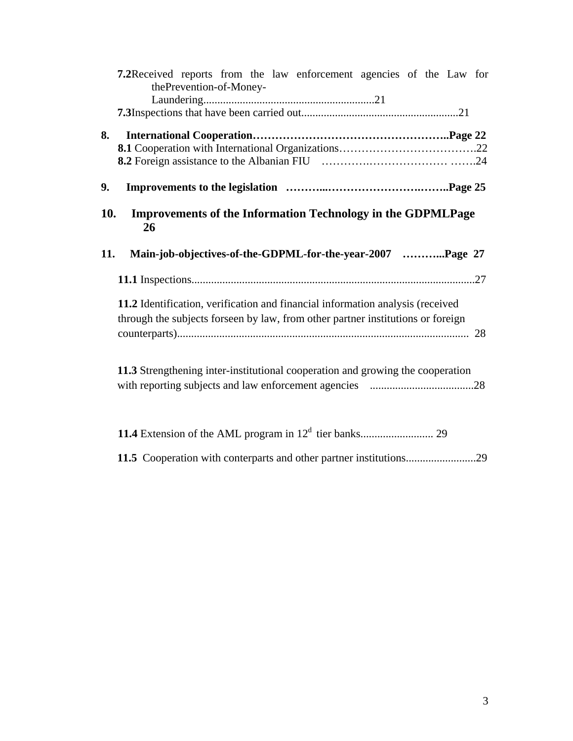**7.2** Received reports from the law enforcement agencies of the Law for thePrevention-of-Money-Laundering..............................................................21

**7.3** Inspections that have been carried out........................................................21

**8. International Cooperation…………………………………………..Page 22**

**8.1** Cooperation with International Organizations……………………………….22

**8.2** Foreign assistance to the Albanian FIU ……………………………….24

**9. Improvements to the legislation ………..………………………….……..Page 25**

**10. Improvements of the Information Technology in the GDPMLPage 26**

**11. Main-job-objectives-of-the-GDPML-for-the-year-2007 ………..Page 27**

**11.1** Inspections....................................................................................................27

**11.2** Identification, verification and financial information analysis (received through the subjects forseen by law, from other partner institutions or foreign counterparts)....................................................................................................... 28

**11.3** Strengthening inter-institutional cooperation and growing the cooperation with reporting subjects and law enforcement agencies .....................................28

**11.4** Extension of the AML program in 12[d] tier banks.......................... 29

**11.5** Cooperation with conterparts and other partner institutions.........................29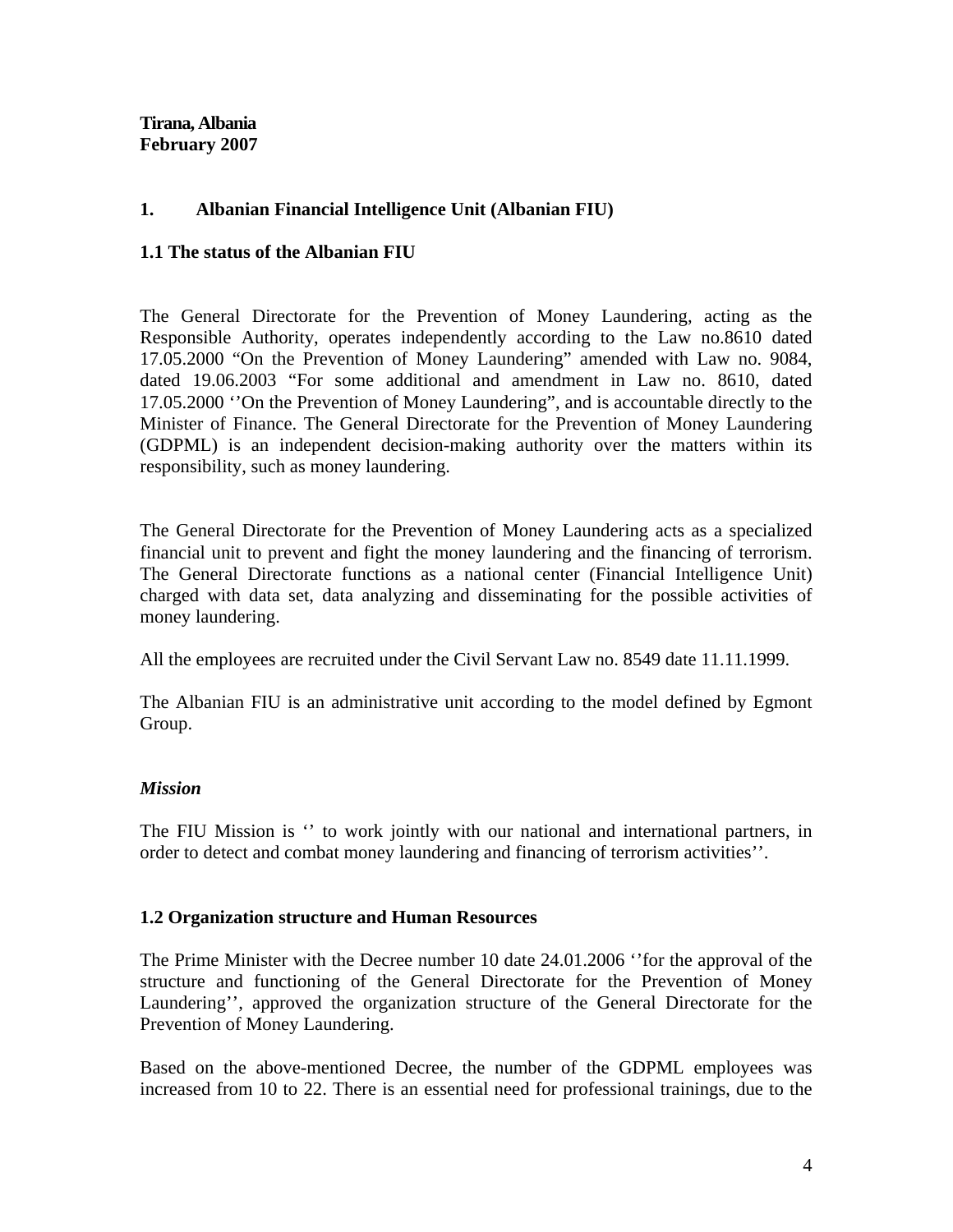**Tirana, Albania**
**February 2007**

## 1. Albanian Financial Intelligence Unit (Albanian FIU)

### 1.1 The status of the Albanian FIU

The General Directorate for the Prevention of Money Laundering, acting as the Responsible Authority, operates independently according to the Law no.8610 dated 17.05.2000 "On the Prevention of Money Laundering" amended with Law no. 9084, dated 19.06.2003 "For some additional and amendment in Law no. 8610, dated 17.05.2000 ''On the Prevention of Money Laundering", and is accountable directly to the Minister of Finance. The General Directorate for the Prevention of Money Laundering (GDPML) is an independent decision-making authority over the matters within its responsibility, such as money laundering.

The General Directorate for the Prevention of Money Laundering acts as a specialized financial unit to prevent and fight the money laundering and the financing of terrorism. The General Directorate functions as a national center (Financial Intelligence Unit) charged with data set, data analyzing and disseminating for the possible activities of money laundering.

All the employees are recruited under the Civil Servant Law no. 8549 date 11.11.1999.

The Albanian FIU is an administrative unit according to the model defined by Egmont Group.

***Mission***

The FIU Mission is '' to work jointly with our national and international partners, in order to detect and combat money laundering and financing of terrorism activities''.

### 1.2 Organization structure and Human Resources

The Prime Minister with the Decree number 10 date 24.01.2006 ''for the approval of the structure and functioning of the General Directorate for the Prevention of Money Laundering'', approved the organization structure of the General Directorate for the Prevention of Money Laundering.

Based on the above-mentioned Decree, the number of the GDPML employees was increased from 10 to 22. There is an essential need for professional trainings, due to the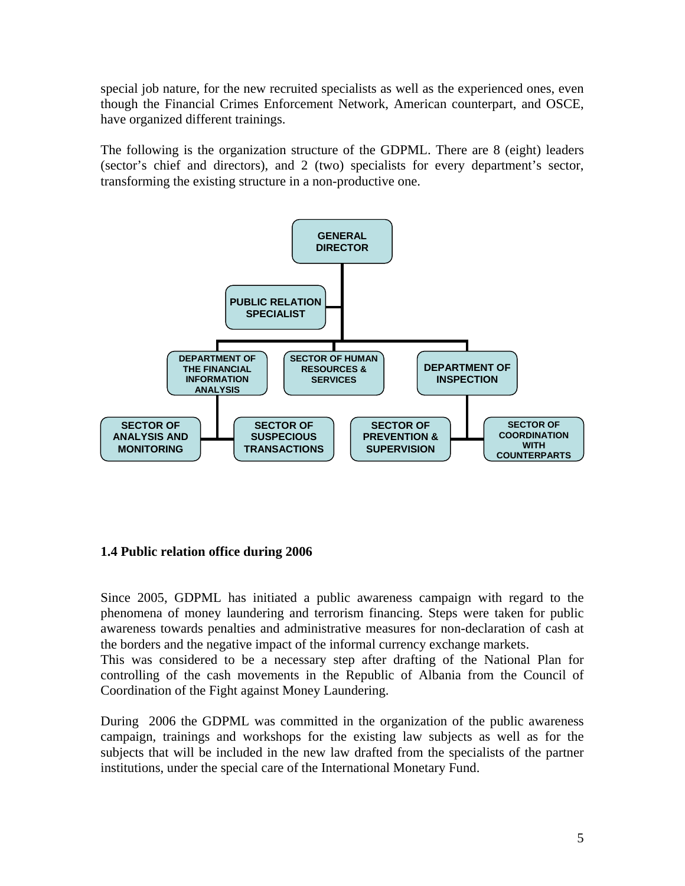special job nature, for the new recruited specialists as well as the experienced ones, even though the Financial Crimes Enforcement Network, American counterpart, and OSCE, have organized different trainings.

The following is the organization structure of the GDPML. There are 8 (eight) leaders (sector's chief and directors), and 2 (two) specialists for every department's sector, transforming the existing structure in a non-productive one.

GENERAL DIRECTOR

PUBLIC RELATION SPECIALIST

DEPARTMENT OF THE FINANCIAL INFORMATION ANALYSIS

SECTOR OF HUMAN RESOURCES & SERVICES

DEPARTMENT OF INSPECTION

SECTOR OF ANALYSIS AND MONITORING

SECTOR OF SUSPECIOUS TRANSACTIONS

SECTOR OF PREVENTION & SUPERVISION

SECTOR OF COORDINATION WITH COUNTERPARTS

### 1.4 Public relation office during 2006

Since 2005, GDPML has initiated a public awareness campaign with regard to the phenomena of money laundering and terrorism financing. Steps were taken for public awareness towards penalties and administrative measures for non-declaration of cash at the borders and the negative impact of the informal currency exchange markets.
This was considered to be a necessary step after drafting of the National Plan for controlling of the cash movements in the Republic of Albania from the Council of Coordination of the Fight against Money Laundering.

During 2006 the GDPML was committed in the organization of the public awareness campaign, trainings and workshops for the existing law subjects as well as for the subjects that will be included in the new law drafted from the specialists of the partner institutions, under the special care of the International Monetary Fund.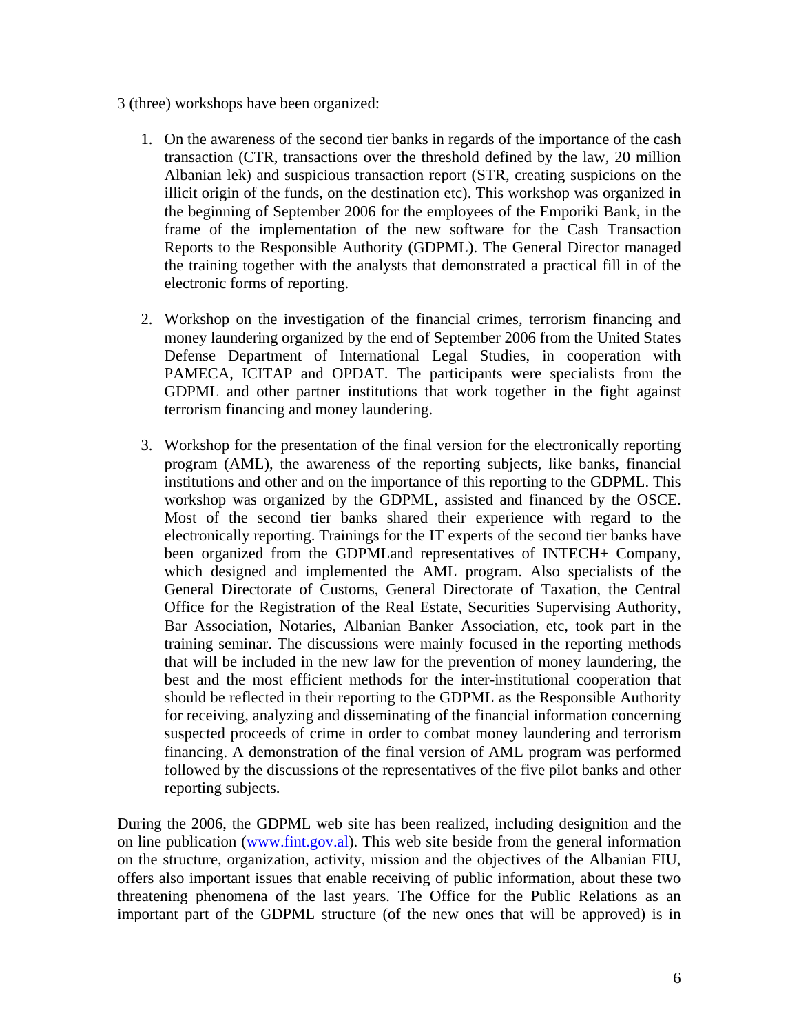3 (three) workshops have been organized:

1. On the awareness of the second tier banks in regards of the importance of the cash transaction (CTR, transactions over the threshold defined by the law, 20 million Albanian lek) and suspicious transaction report (STR, creating suspicions on the illicit origin of the funds, on the destination etc). This workshop was organized in the beginning of September 2006 for the employees of the Emporiki Bank, in the frame of the implementation of the new software for the Cash Transaction Reports to the Responsible Authority (GDPML). The General Director managed the training together with the analysts that demonstrated a practical fill in of the electronic forms of reporting.

2. Workshop on the investigation of the financial crimes, terrorism financing and money laundering organized by the end of September 2006 from the United States Defense Department of International Legal Studies, in cooperation with PAMECA, ICITAP and OPDAT. The participants were specialists from the GDPML and other partner institutions that work together in the fight against terrorism financing and money laundering.

3. Workshop for the presentation of the final version for the electronically reporting program (AML), the awareness of the reporting subjects, like banks, financial institutions and other and on the importance of this reporting to the GDPML. This workshop was organized by the GDPML, assisted and financed by the OSCE. Most of the second tier banks shared their experience with regard to the electronically reporting. Trainings for the IT experts of the second tier banks have been organized from the GDPMLand representatives of INTECH+ Company, which designed and implemented the AML program. Also specialists of the General Directorate of Customs, General Directorate of Taxation, the Central Office for the Registration of the Real Estate, Securities Supervising Authority, Bar Association, Notaries, Albanian Banker Association, etc, took part in the training seminar. The discussions were mainly focused in the reporting methods that will be included in the new law for the prevention of money laundering, the best and the most efficient methods for the inter-institutional cooperation that should be reflected in their reporting to the GDPML as the Responsible Authority for receiving, analyzing and disseminating of the financial information concerning suspected proceeds of crime in order to combat money laundering and terrorism financing. A demonstration of the final version of AML program was performed followed by the discussions of the representatives of the five pilot banks and other reporting subjects.

During the 2006, the GDPML web site has been realized, including designition and the on line publication (www.fint.gov.al). This web site beside from the general information on the structure, organization, activity, mission and the objectives of the Albanian FIU, offers also important issues that enable receiving of public information, about these two threatening phenomena of the last years. The Office for the Public Relations as an important part of the GDPML structure (of the new ones that will be approved) is in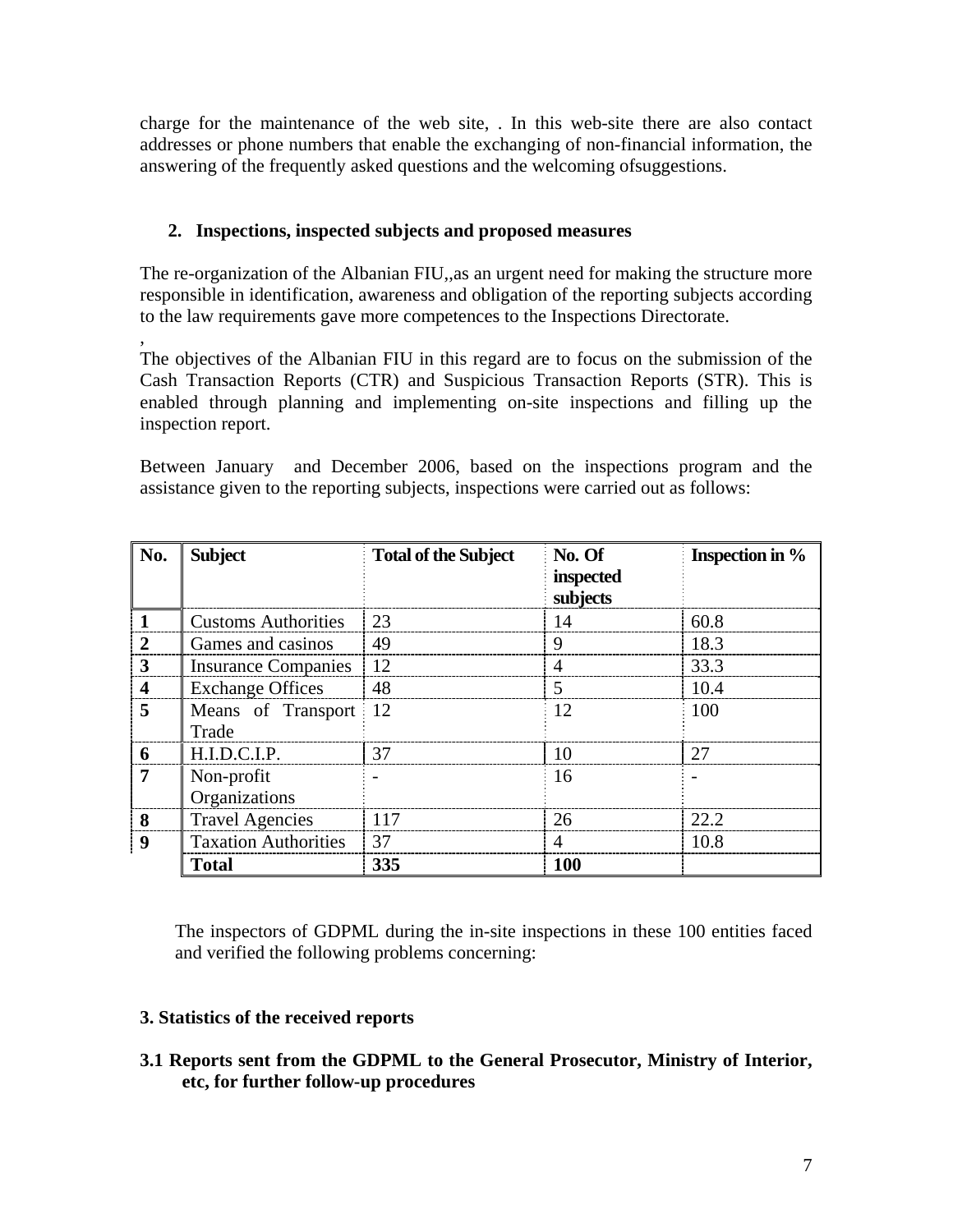charge for the maintenance of the web site, . In this web-site there are also contact addresses or phone numbers that enable the exchanging of non-financial information, the answering of the frequently asked questions and the welcoming ofsuggestions.

## 2. Inspections, inspected subjects and proposed measures

The re-organization of the Albanian FIU,,as an urgent need for making the structure more responsible in identification, awareness and obligation of the reporting subjects according to the law requirements gave more competences to the Inspections Directorate.

,

The objectives of the Albanian FIU in this regard are to focus on the submission of the Cash Transaction Reports (CTR) and Suspicious Transaction Reports (STR). This is enabled through planning and implementing on-site inspections and filling up the inspection report.

Between January and December 2006, based on the inspections program and the assistance given to the reporting subjects, inspections were carried out as follows:

| No. | Subject | Total of the Subject | No. Of inspected subjects | Inspection in % |
|---|---|---|---|---|
| 1 | Customs Authorities | 23 | 14 | 60.8 |
| 2 | Games and casinos | 49 | 9 | 18.3 |
| 3 | Insurance Companies | 12 | 4 | 33.3 |
| 4 | Exchange Offices | 48 | 5 | 10.4 |
| 5 | Means of Transport Trade | 12 | 12 | 100 |
| 6 | H.I.D.C.I.P. | 37 | 10 | 27 |
| 7 | Non-profit Organizations | - | 16 | - |
| 8 | Travel Agencies | 117 | 26 | 22.2 |
| 9 | Taxation Authorities | 37 | 4 | 10.8 |
| | **Total** | **335** | **100** | |

The inspectors of GDPML during the in-site inspections in these 100 entities faced and verified the following problems concerning:

## 3. Statistics of the received reports

### 3.1 Reports sent from the GDPML to the General Prosecutor, Ministry of Interior, etc, for further follow-up procedures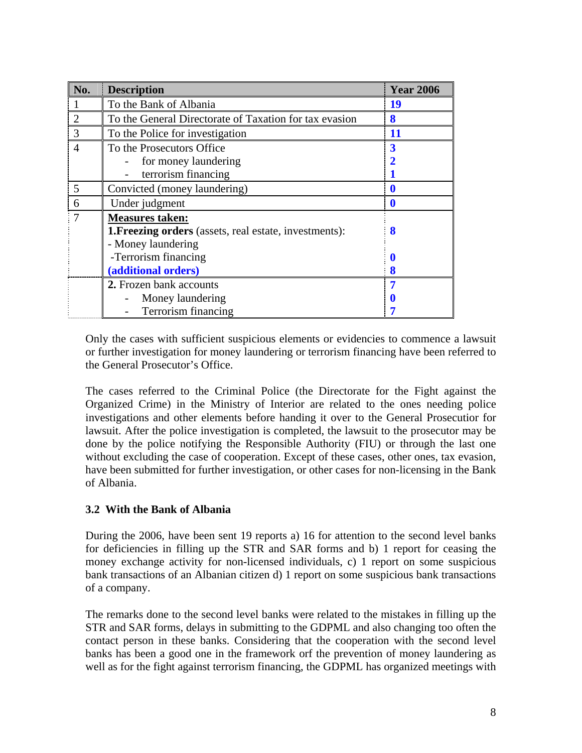| No. | Description | Year 2006 |
|---|---|---|
| 1 | To the Bank of Albania | **19** |
| 2 | To the General Directorate of Taxation for tax evasion | **8** |
| 3 | To the Police for investigation | **11** |
| 4 | To the Prosecutors Office<br>- for money laundering<br>- terrorism financing | **3**<br>**2**<br>**1** |
| 5 | Convicted (money laundering) | **0** |
| 6 | Under judgment | **0** |
| 7 | **Measures taken:**<br>**1.Freezing orders** (assets, real estate, investments):<br>- Money laundering<br>-Terrorism financing<br>**(additional orders)** | <br>**8**<br><br>**0**<br>**8** |
| | **2.** Frozen bank accounts<br>- Money laundering<br>- Terrorism financing | **7**<br>**0**<br>**7** |

Only the cases with sufficient suspicious elements or evidencies to commence a lawsuit or further investigation for money laundering or terrorism financing have been referred to the General Prosecutor's Office.

The cases referred to the Criminal Police (the Directorate for the Fight against the Organized Crime) in the Ministry of Interior are related to the ones needing police investigations and other elements before handing it over to the General Prosecutior for lawsuit. After the police investigation is completed, the lawsuit to the prosecutor may be done by the police notifying the Responsible Authority (FIU) or through the last one without excluding the case of cooperation. Except of these cases, other ones, tax evasion, have been submitted for further investigation, or other cases for non-licensing in the Bank of Albania.

### 3.2 With the Bank of Albania

During the 2006, have been sent 19 reports a) 16 for attention to the second level banks for deficiencies in filling up the STR and SAR forms and b) 1 report for ceasing the money exchange activity for non-licensed individuals, c) 1 report on some suspicious bank transactions of an Albanian citizen d) 1 report on some suspicious bank transactions of a company.

The remarks done to the second level banks were related to the mistakes in filling up the STR and SAR forms, delays in submitting to the GDPML and also changing too often the contact person in these banks. Considering that the cooperation with the second level banks has been a good one in the framework orf the prevention of money laundering as well as for the fight against terrorism financing, the GDPML has organized meetings with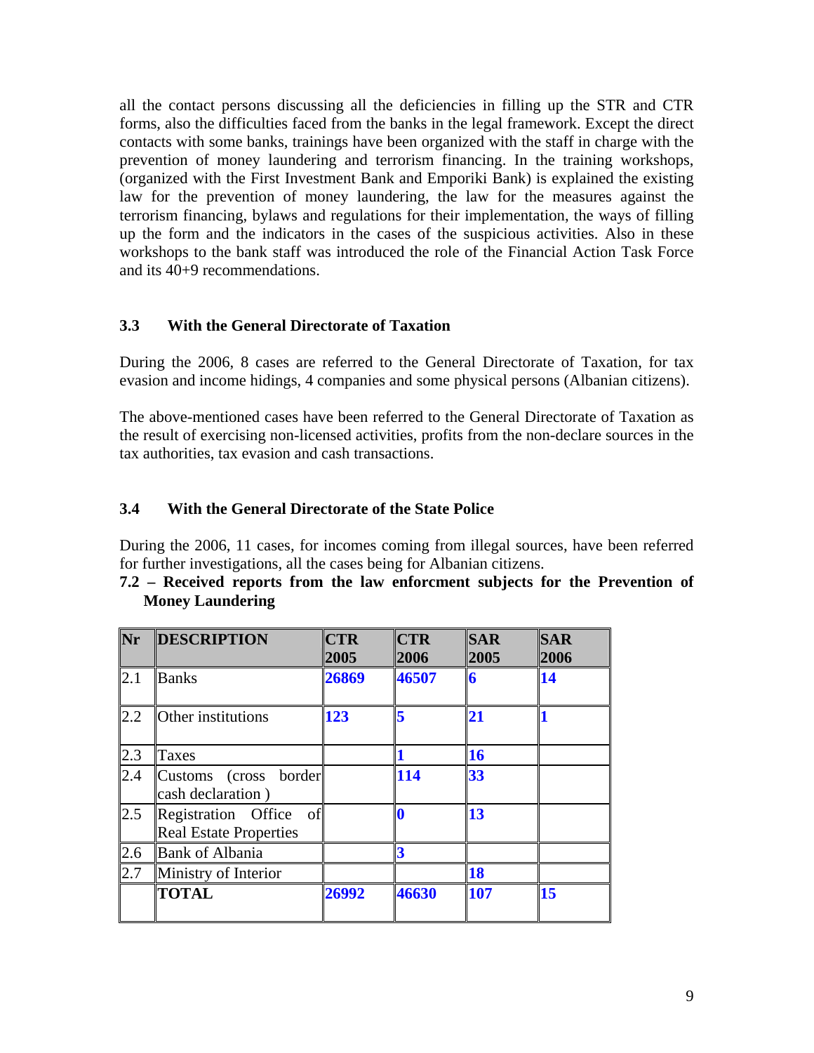all the contact persons discussing all the deficiencies in filling up the STR and CTR forms, also the difficulties faced from the banks in the legal framework. Except the direct contacts with some banks, trainings have been organized with the staff in charge with the prevention of money laundering and terrorism financing. In the training workshops, (organized with the First Investment Bank and Emporiki Bank) is explained the existing law for the prevention of money laundering, the law for the measures against the terrorism financing, bylaws and regulations for their implementation, the ways of filling up the form and the indicators in the cases of the suspicious activities. Also in these workshops to the bank staff was introduced the role of the Financial Action Task Force and its 40+9 recommendations.

### 3.3 With the General Directorate of Taxation

During the 2006, 8 cases are referred to the General Directorate of Taxation, for tax evasion and income hidings, 4 companies and some physical persons (Albanian citizens).

The above-mentioned cases have been referred to the General Directorate of Taxation as the result of exercising non-licensed activities, profits from the non-declare sources in the tax authorities, tax evasion and cash transactions.

### 3.4 With the General Directorate of the State Police

During the 2006, 11 cases, for incomes coming from illegal sources, have been referred for further investigations, all the cases being for Albanian citizens.

**7.2 – Received reports from the law enforcment subjects for the Prevention of Money Laundering**

| Nr | DESCRIPTION | CTR 2005 | CTR 2006 | SAR 2005 | SAR 2006 |
|---|---|---|---|---|---|
| 2.1 | Banks | 26869 | 46507 | 6 | 14 |
| 2.2 | Other institutions | 123 | 5 | 21 | 1 |
| 2.3 | Taxes | | 1 | 16 | |
| 2.4 | Customs (cross border cash declaration ) | | 114 | 33 | |
| 2.5 | Registration Office of Real Estate Properties | | 0 | 13 | |
| 2.6 | Bank of Albania | | 3 | | |
| 2.7 | Ministry of Interior | | | 18 | |
| | **TOTAL** | 26992 | 46630 | 107 | 15 |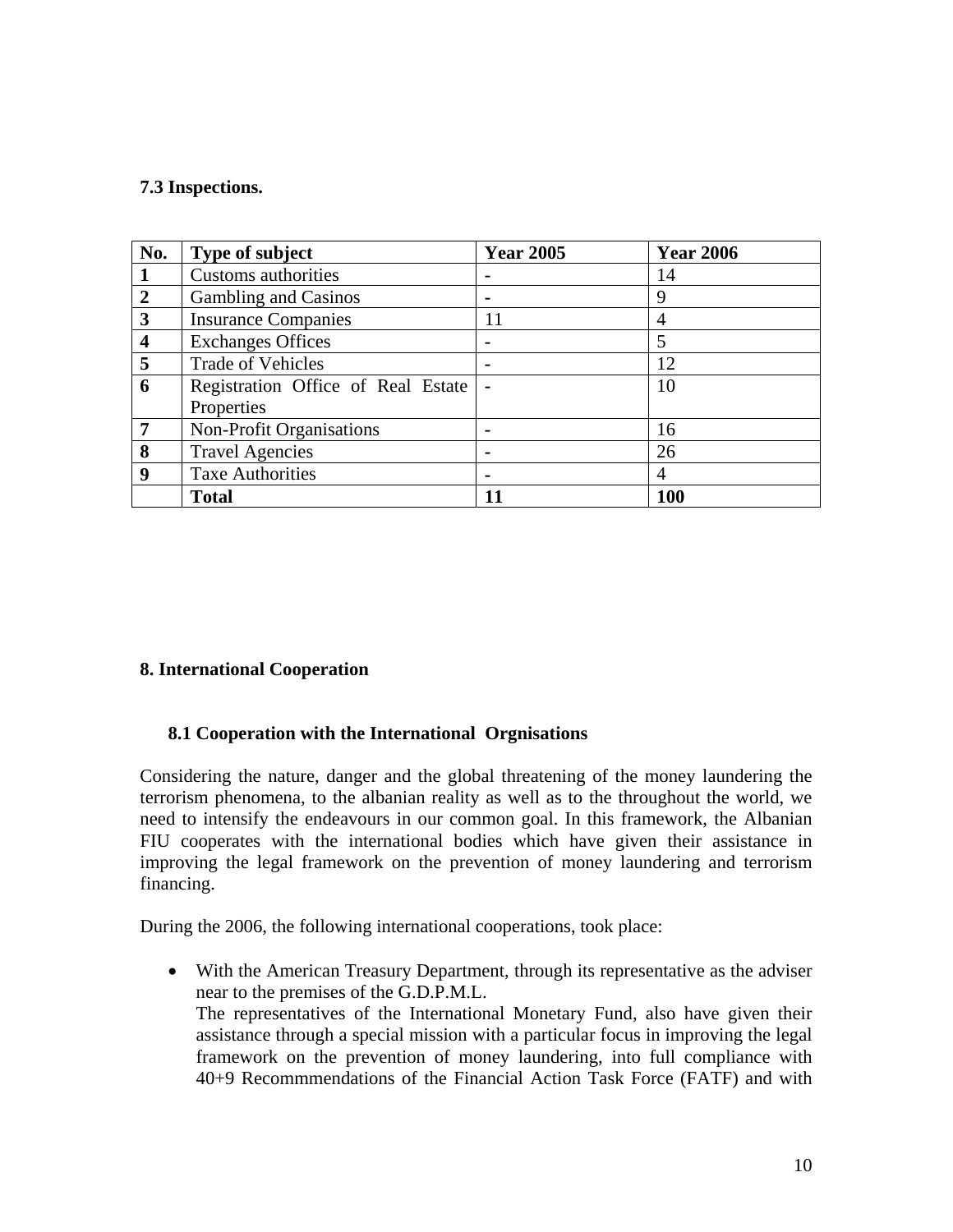### 7.3 Inspections.

| No. | Type of subject | Year 2005 | Year 2006 |
|---|---|---|---|
| **1** | Customs authorities | - | 14 |
| **2** | Gambling and Casinos | - | 9 |
| **3** | Insurance Companies | 11 | 4 |
| **4** | Exchanges Offices | - | 5 |
| **5** | Trade of Vehicles | - | 12 |
| **6** | Registration Office of Real Estate Properties | - | 10 |
| **7** | Non-Profit Organisations | - | 16 |
| **8** | Travel Agencies | - | 26 |
| **9** | Taxe Authorities | - | 4 |
| | **Total** | **11** | **100** |

## 8. International Cooperation

### 8.1 Cooperation with the International Orgnisations

Considering the nature, danger and the global threatening of the money laundering the terrorism phenomena, to the albanian reality as well as to the throughout the world, we need to intensify the endeavours in our common goal. In this framework, the Albanian FIU cooperates with the international bodies which have given their assistance in improving the legal framework on the prevention of money laundering and terrorism financing.

During the 2006, the following international cooperations, took place:

- With the American Treasury Department, through its representative as the adviser near to the premises of the G.D.P.M.L.
  The representatives of the International Monetary Fund, also have given their assistance through a special mission with a particular focus in improving the legal framework on the prevention of money laundering, into full compliance with 40+9 Recommmendations of the Financial Action Task Force (FATF) and with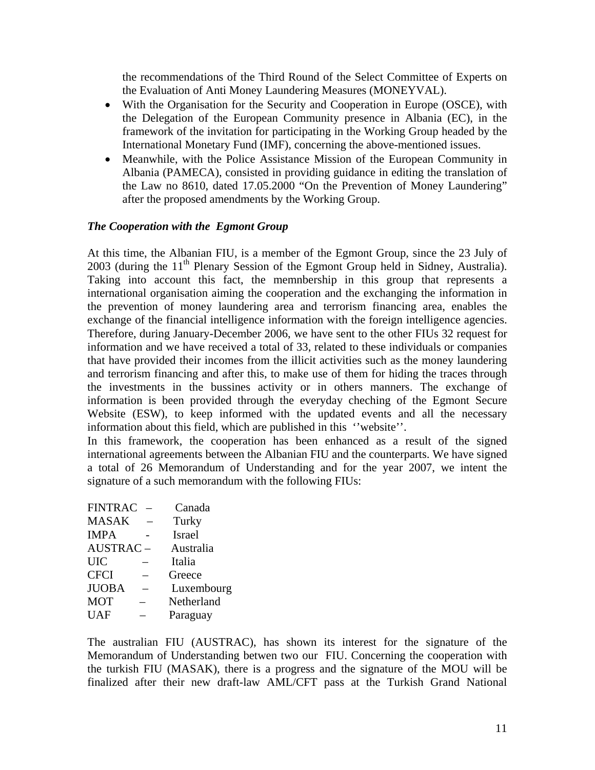the recommendations of the Third Round of the Select Committee of Experts on the Evaluation of Anti Money Laundering Measures (MONEYVAL).

- With the Organisation for the Security and Cooperation in Europe (OSCE), with the Delegation of the European Community presence in Albania (EC), in the framework of the invitation for participating in the Working Group headed by the International Monetary Fund (IMF), concerning the above-mentioned issues.
- Meanwhile, with the Police Assistance Mission of the European Community in Albania (PAMECA), consisted in providing guidance in editing the translation of the Law no 8610, dated 17.05.2000 "On the Prevention of Money Laundering" after the proposed amendments by the Working Group.

***The Cooperation with the Egmont Group***

At this time, the Albanian FIU, is a member of the Egmont Group, since the 23 July of 2003 (during the 11th Plenary Session of the Egmont Group held in Sidney, Australia). Taking into account this fact, the memnbership in this group that represents a international organisation aiming the cooperation and the exchanging the information in the prevention of money laundering area and terrorism financing area, enables the exchange of the financial intelligence information with the foreign intelligence agencies. Therefore, during January-December 2006, we have sent to the other FIUs 32 request for information and we have received a total of 33, related to these individuals or companies that have provided their incomes from the illicit activities such as the money laundering and terrorism financing and after this, to make use of them for hiding the traces through the investments in the bussines activity or in others manners. The exchange of information is been provided through the everyday cheching of the Egmont Secure Website (ESW), to keep informed with the updated events and all the necessary information about this field, which are published in this ''website''.

In this framework, the cooperation has been enhanced as a result of the signed international agreements between the Albanian FIU and the counterparts. We have signed a total of 26 Memorandum of Understanding and for the year 2007, we intent the signature of a such memorandum with the following FIUs:

FINTRAC – Canada
MASAK – Turky
IMPA - Israel
AUSTRAC – Australia
UIC – Italia
CFCI – Greece
JUOBA – Luxembourg
MOT – Netherland
UAF – Paraguay

The australian FIU (AUSTRAC), has shown its interest for the signature of the Memorandum of Understanding betwen two our FIU. Concerning the cooperation with the turkish FIU (MASAK), there is a progress and the signature of the MOU will be finalized after their new draft-law AML/CFT pass at the Turkish Grand National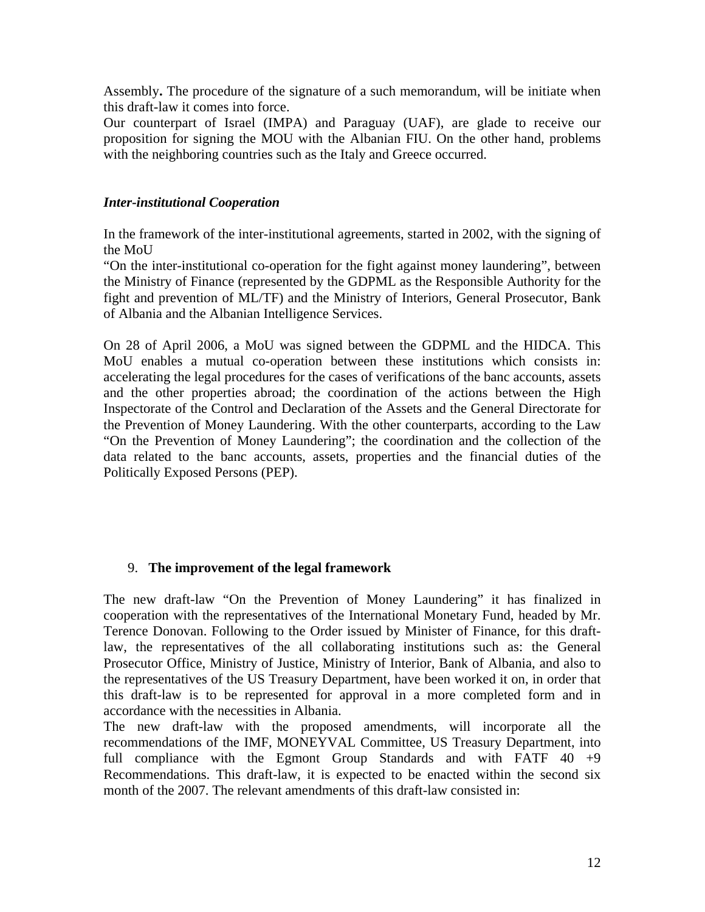Assembly**.** The procedure of the signature of a such memorandum, will be initiate when this draft-law it comes into force.

Our counterpart of Israel (IMPA) and Paraguay (UAF), are glade to receive our proposition for signing the MOU with the Albanian FIU. On the other hand, problems with the neighboring countries such as the Italy and Greece occurred.

### *Inter-institutional Cooperation*

In the framework of the inter-institutional agreements, started in 2002, with the signing of the MoU

"On the inter-institutional co-operation for the fight against money laundering", between the Ministry of Finance (represented by the GDPML as the Responsible Authority for the fight and prevention of ML/TF) and the Ministry of Interiors, General Prosecutor, Bank of Albania and the Albanian Intelligence Services.

On 28 of April 2006, a MoU was signed between the GDPML and the HIDCA. This MoU enables a mutual co-operation between these institutions which consists in: accelerating the legal procedures for the cases of verifications of the banc accounts, assets and the other properties abroad; the coordination of the actions between the High Inspectorate of the Control and Declaration of the Assets and the General Directorate for the Prevention of Money Laundering. With the other counterparts, according to the Law "On the Prevention of Money Laundering"; the coordination and the collection of the data related to the banc accounts, assets, properties and the financial duties of the Politically Exposed Persons (PEP).

## 9. **The improvement of the legal framework**

The new draft-law "On the Prevention of Money Laundering" it has finalized in cooperation with the representatives of the International Monetary Fund, headed by Mr. Terence Donovan. Following to the Order issued by Minister of Finance, for this draft-law, the representatives of the all collaborating institutions such as: the General Prosecutor Office, Ministry of Justice, Ministry of Interior, Bank of Albania, and also to the representatives of the US Treasury Department, have been worked it on, in order that this draft-law is to be represented for approval in a more completed form and in accordance with the necessities in Albania.

The new draft-law with the proposed amendments, will incorporate all the recommendations of the IMF, MONEYVAL Committee, US Treasury Department, into full compliance with the Egmont Group Standards and with FATF 40 +9 Recommendations. This draft-law, it is expected to be enacted within the second six month of the 2007. The relevant amendments of this draft-law consisted in: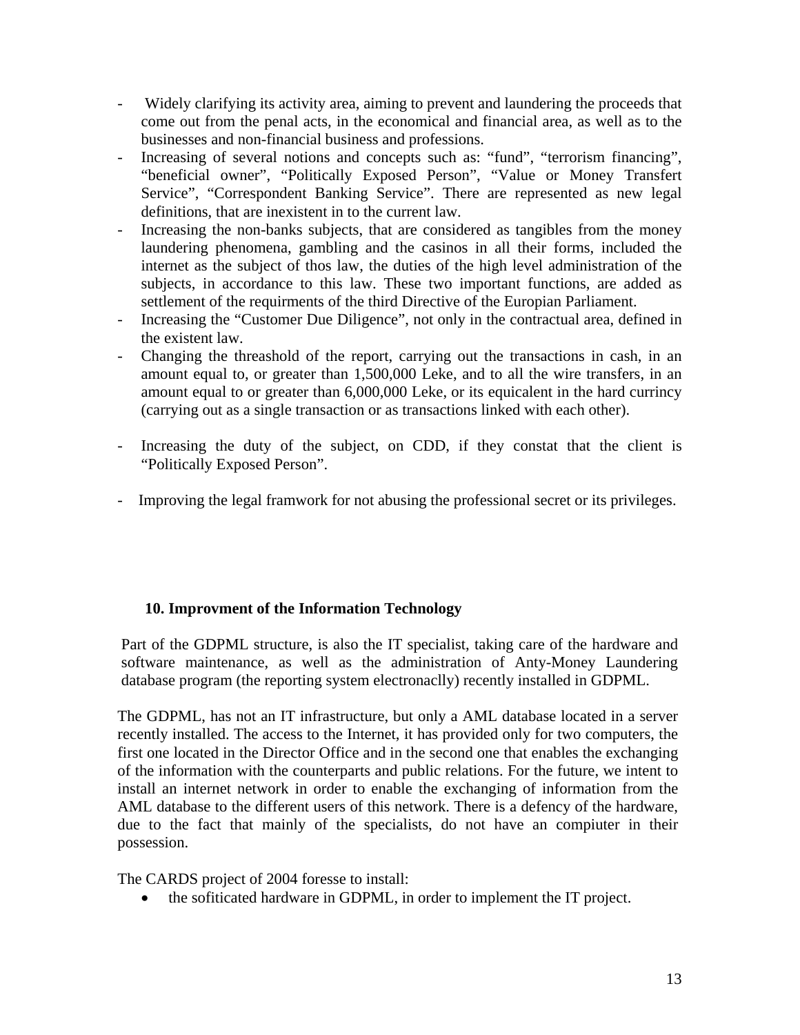- Widely clarifying its activity area, aiming to prevent and laundering the proceeds that come out from the penal acts, in the economical and financial area, as well as to the businesses and non-financial business and professions.
- Increasing of several notions and concepts such as: "fund", "terrorism financing", "beneficial owner", "Politically Exposed Person", "Value or Money Transfert Service", "Correspondent Banking Service". There are represented as new legal definitions, that are inexistent in to the current law.
- Increasing the non-banks subjects, that are considered as tangibles from the money laundering phenomena, gambling and the casinos in all their forms, included the internet as the subject of thos law, the duties of the high level administration of the subjects, in accordance to this law. These two important functions, are added as settlement of the requirments of the third Directive of the Europian Parliament.
- Increasing the "Customer Due Diligence", not only in the contractual area, defined in the existent law.
- Changing the threashold of the report, carrying out the transactions in cash, in an amount equal to, or greater than 1,500,000 Leke, and to all the wire transfers, in an amount equal to or greater than 6,000,000 Leke, or its equicalent in the hard currincy (carrying out as a single transaction or as transactions linked with each other).
- Increasing the duty of the subject, on CDD, if they constat that the client is "Politically Exposed Person".
- Improving the legal framwork for not abusing the professional secret or its privileges.

**10. Improvment of the Information Technology**

Part of the GDPML structure, is also the IT specialist, taking care of the hardware and software maintenance, as well as the administration of Anty-Money Laundering database program (the reporting system electronaclly) recently installed in GDPML.

The GDPML, has not an IT infrastructure, but only a AML database located in a server recently installed. The access to the Internet, it has provided only for two computers, the first one located in the Director Office and in the second one that enables the exchanging of the information with the counterparts and public relations. For the future, we intent to install an internet network in order to enable the exchanging of information from the AML database to the different users of this network. There is a defency of the hardware, due to the fact that mainly of the specialists, do not have an compiuter in their possession.

The CARDS project of 2004 foresse to install:

- the sofiticated hardware in GDPML, in order to implement the IT project.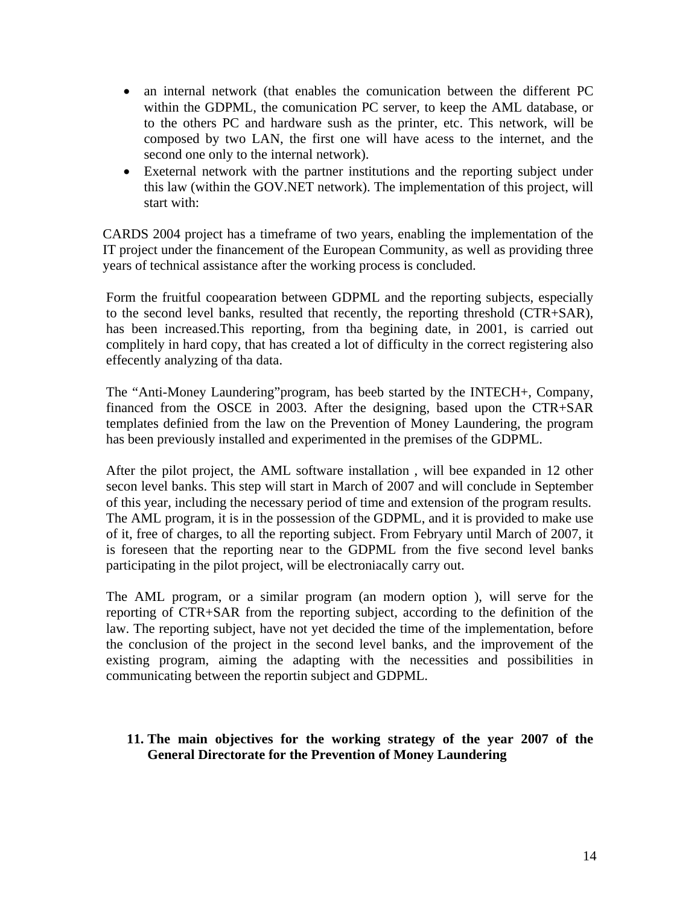- an internal network (that enables the comunication between the different PC within the GDPML, the comunication PC server, to keep the AML database, or to the others PC and hardware sush as the printer, etc. This network, will be composed by two LAN, the first one will have acess to the internet, and the second one only to the internal network).
- Exeternal network with the partner institutions and the reporting subject under this law (within the GOV.NET network). The implementation of this project, will start with:

CARDS 2004 project has a timeframe of two years, enabling the implementation of the IT project under the financement of the European Community, as well as providing three years of technical assistance after the working process is concluded.

Form the fruitful coopearation between GDPML and the reporting subjects, especially to the second level banks, resulted that recently, the reporting threshold (CTR+SAR), has been increased.This reporting, from tha begining date, in 2001, is carried out complitely in hard copy, that has created a lot of difficulty in the correct registering also effecently analyzing of tha data.

The “Anti-Money Laundering”program, has beeb started by the INTECH+, Company, financed from the OSCE in 2003. After the designing, based upon the CTR+SAR templates definied from the law on the Prevention of Money Laundering, the program has been previously installed and experimented in the premises of the GDPML.

After the pilot project, the AML software installation , will bee expanded in 12 other secon level banks. This step will start in March of 2007 and will conclude in September of this year, including the necessary period of time and extension of the program results. The AML program, it is in the possession of the GDPML, and it is provided to make use of it, free of charges, to all the reporting subject. From Febryary until March of 2007, it is foreseen that the reporting near to the GDPML from the five second level banks participating in the pilot project, will be electroniacally carry out.

The AML program, or a similar program (an modern option ), will serve for the reporting of CTR+SAR from the reporting subject, according to the definition of the law. The reporting subject, have not yet decided the time of the implementation, before the conclusion of the project in the second level banks, and the improvement of the existing program, aiming the adapting with the necessities and possibilities in communicating between the reportin subject and GDPML.

## 11. The main objectives for the working strategy of the year 2007 of the General Directorate for the Prevention of Money Laundering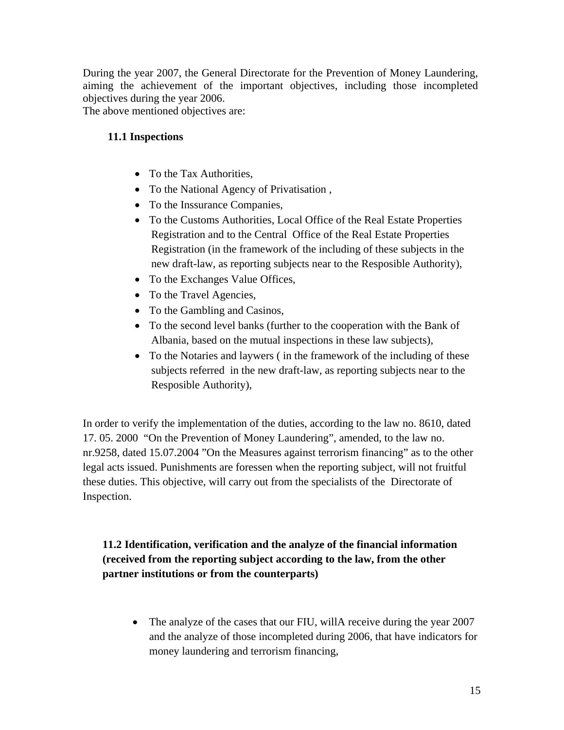During the year 2007, the General Directorate for the Prevention of Money Laundering, aiming the achievement of the important objectives, including those incompleted objectives during the year 2006.
The above mentioned objectives are:

### 11.1 Inspections

- To the Tax Authorities,
- To the National Agency of Privatisation ,
- To the Inssurance Companies,
- To the Customs Authorities, Local Office of the Real Estate Properties Registration and to the Central Office of the Real Estate Properties Registration (in the framework of the including of these subjects in the new draft-law, as reporting subjects near to the Resposible Authority),
- To the Exchanges Value Offices,
- To the Travel Agencies,
- To the Gambling and Casinos,
- To the second level banks (further to the cooperation with the Bank of Albania, based on the mutual inspections in these law subjects),
- To the Notaries and laywers ( in the framework of the including of these subjects referred in the new draft-law, as reporting subjects near to the Resposible Authority),

In order to verify the implementation of the duties, according to the law no. 8610, dated 17. 05. 2000 "On the Prevention of Money Laundering", amended, to the law no. nr.9258, dated 15.07.2004 "On the Measures against terrorism financing" as to the other legal acts issued. Punishments are foressen when the reporting subject, will not fruitful these duties. This objective, will carry out from the specialists of the Directorate of Inspection.

### 11.2 Identification, verification and the analyze of the financial information (received from the reporting subject according to the law, from the other partner institutions or from the counterparts)

- The analyze of the cases that our FIU, willA receive during the year 2007 and the analyze of those incompleted during 2006, that have indicators for money laundering and terrorism financing,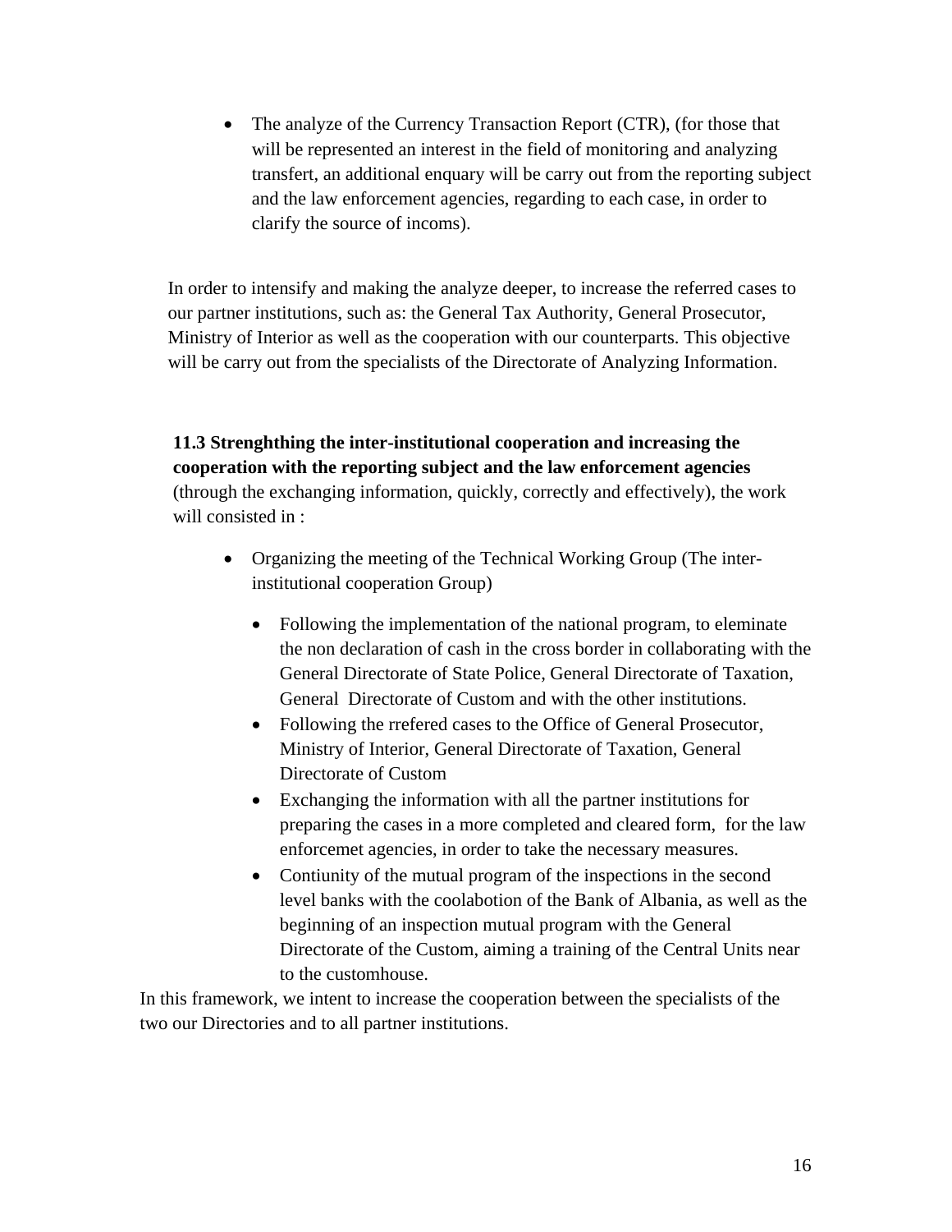- The analyze of the Currency Transaction Report (CTR), (for those that will be represented an interest in the field of monitoring and analyzing transfert, an additional enquary will be carry out from the reporting subject and the law enforcement agencies, regarding to each case, in order to clarify the source of incoms).

In order to intensify and making the analyze deeper, to increase the referred cases to our partner institutions, such as: the General Tax Authority, General Prosecutor, Ministry of Interior as well as the cooperation with our counterparts. This objective will be carry out from the specialists of the Directorate of Analyzing Information.

**11.3 Strenghthing the inter-institutional cooperation and increasing the cooperation with the reporting subject and the law enforcement agencies** (through the exchanging information, quickly, correctly and effectively), the work will consisted in :

- Organizing the meeting of the Technical Working Group (The inter-institutional cooperation Group)
  - Following the implementation of the national program, to eleminate the non declaration of cash in the cross border in collaborating with the General Directorate of State Police, General Directorate of Taxation, General Directorate of Custom and with the other institutions.
  - Following the rrefered cases to the Office of General Prosecutor, Ministry of Interior, General Directorate of Taxation, General Directorate of Custom
  - Exchanging the information with all the partner institutions for preparing the cases in a more completed and cleared form, for the law enforcemet agencies, in order to take the necessary measures.
  - Contiunity of the mutual program of the inspections in the second level banks with the coolabotion of the Bank of Albania, as well as the beginning of an inspection mutual program with the General Directorate of the Custom, aiming a training of the Central Units near to the customhouse.

In this framework, we intent to increase the cooperation between the specialists of the two our Directories and to all partner institutions.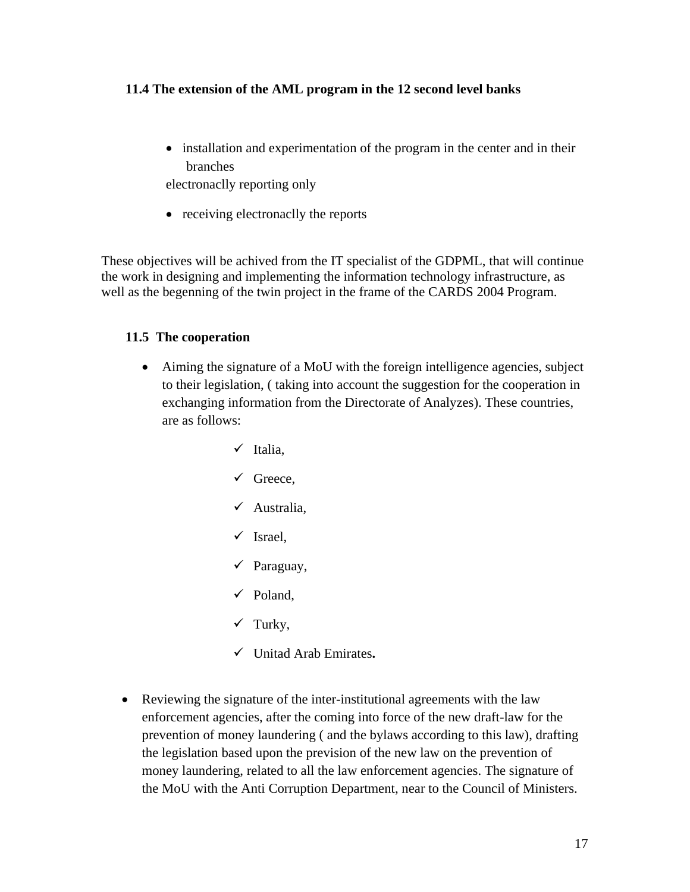### 11.4 The extension of the AML program in the 12 second level banks

- installation and experimentation of the program in the center and in their branches

electronaclly reporting only

- receiving electronaclly the reports

These objectives will be achived from the IT specialist of the GDPML, that will continue the work in designing and implementing the information technology infrastructure, as well as the begenning of the twin project in the frame of the CARDS 2004 Program.

### 11.5 The cooperation

- Aiming the signature of a MoU with the foreign intelligence agencies, subject to their legislation, ( taking into account the suggestion for the cooperation in exchanging information from the Directorate of Analyzes). These countries, are as follows:
  - ✓ Italia,
  - ✓ Greece,
  - ✓ Australia,
  - ✓ Israel,
  - ✓ Paraguay,
  - ✓ Poland,
  - ✓ Turky,
  - ✓ Unitad Arab Emirates**.**

- Reviewing the signature of the inter-institutional agreements with the law enforcement agencies, after the coming into force of the new draft-law for the prevention of money laundering ( and the bylaws according to this law), drafting the legislation based upon the prevision of the new law on the prevention of money laundering, related to all the law enforcement agencies. The signature of the MoU with the Anti Corruption Department, near to the Council of Ministers.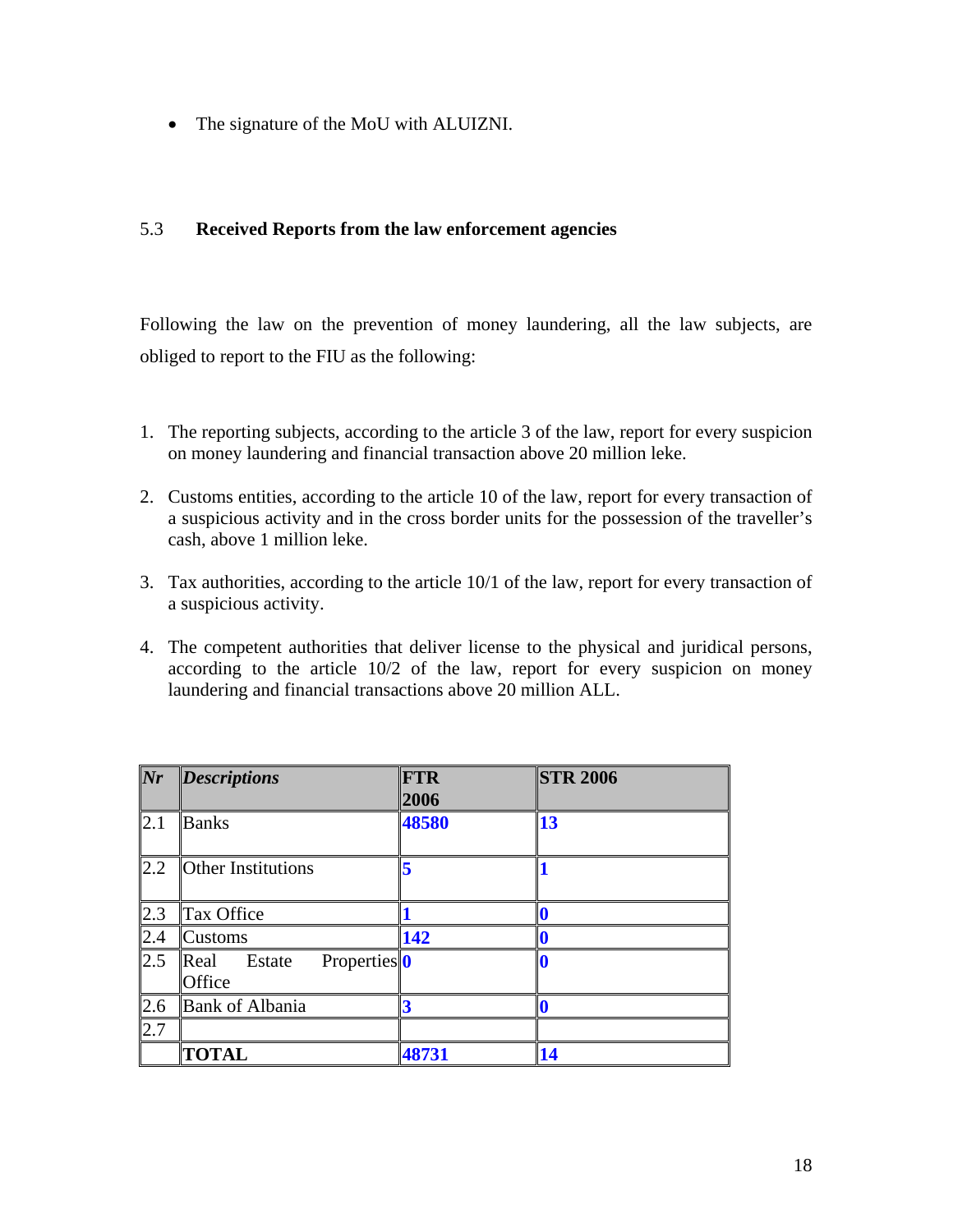- The signature of the MoU with ALUIZNI.

## 5.3 Received Reports from the law enforcement agencies

Following the law on the prevention of money laundering, all the law subjects, are obliged to report to the FIU as the following:

1. The reporting subjects, according to the article 3 of the law, report for every suspicion on money laundering and financial transaction above 20 million leke.
2. Customs entities, according to the article 10 of the law, report for every transaction of a suspicious activity and in the cross border units for the possession of the traveller's cash, above 1 million leke.
3. Tax authorities, according to the article 10/1 of the law, report for every transaction of a suspicious activity.
4. The competent authorities that deliver license to the physical and juridical persons, according to the article 10/2 of the law, report for every suspicion on money laundering and financial transactions above 20 million ALL.

| ***Nr*** | ***Descriptions*** | **FTR 2006** | **STR 2006** |
|---|---|---|---|
| 2.1 | Banks | **48580** | **13** |
| 2.2 | Other Institutions | **5** | **1** |
| 2.3 | Tax Office | **1** | **0** |
| 2.4 | Customs | **142** | **0** |
| 2.5 | Real Estate Properties Office | **0** | **0** |
| 2.6 | Bank of Albania | **3** | **0** |
| 2.7 | | | |
| | **TOTAL** | **48731** | **14** |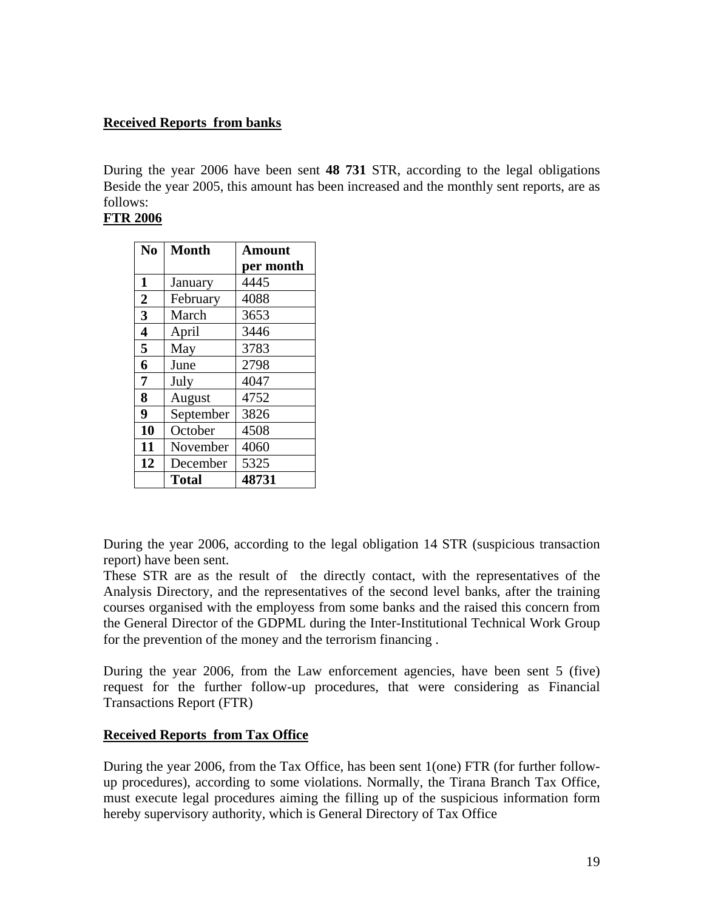**Received Reports from banks**

During the year 2006 have been sent **48 731** STR, according to the legal obligations Beside the year 2005, this amount has been increased and the monthly sent reports, are as follows:

**FTR 2006**

| No | Month | Amount per month |
|---|---|---|
| **1** | January | 4445 |
| **2** | February | 4088 |
| **3** | March | 3653 |
| **4** | April | 3446 |
| **5** | May | 3783 |
| **6** | June | 2798 |
| **7** | July | 4047 |
| **8** | August | 4752 |
| **9** | September | 3826 |
| **10** | October | 4508 |
| **11** | November | 4060 |
| **12** | December | 5325 |
| | **Total** | **48731** |

During the year 2006, according to the legal obligation 14 STR (suspicious transaction report) have been sent.

These STR are as the result of the directly contact, with the representatives of the Analysis Directory, and the representatives of the second level banks, after the training courses organised with the employess from some banks and the raised this concern from the General Director of the GDPML during the Inter-Institutional Technical Work Group for the prevention of the money and the terrorism financing .

During the year 2006, from the Law enforcement agencies, have been sent 5 (five) request for the further follow-up procedures, that were considering as Financial Transactions Report (FTR)

**Received Reports from Tax Office**

During the year 2006, from the Tax Office, has been sent 1(one) FTR (for further follow-up procedures), according to some violations. Normally, the Tirana Branch Tax Office, must execute legal procedures aiming the filling up of the suspicious information form hereby supervisory authority, which is General Directory of Tax Office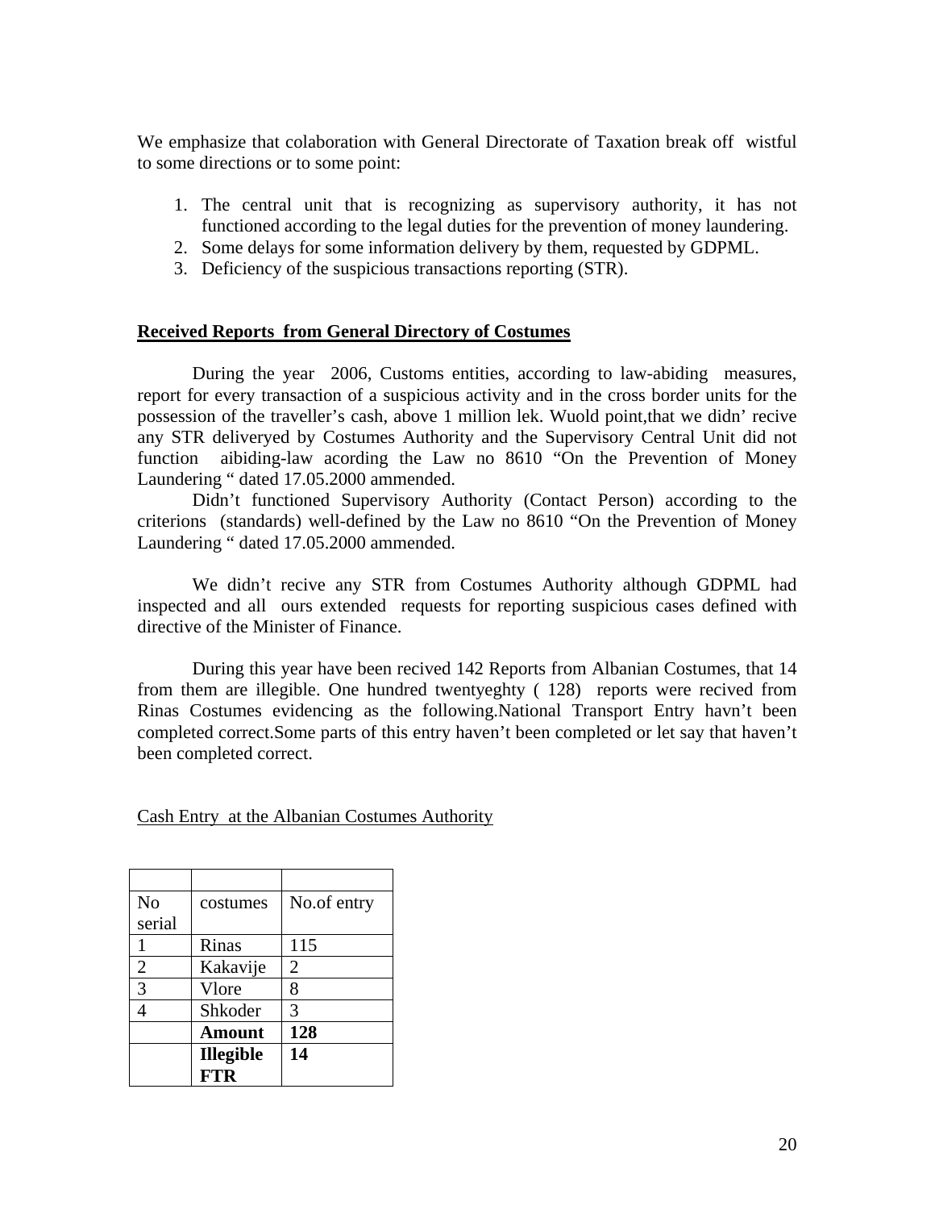We emphasize that colaboration with General Directorate of Taxation break off wistful to some directions or to some point:

1. The central unit that is recognizing as supervisory authority, it has not functioned according to the legal duties for the prevention of money laundering.
2. Some delays for some information delivery by them, requested by GDPML.
3. Deficiency of the suspicious transactions reporting (STR).

**Received Reports from General Directory of Costumes**

During the year 2006, Customs entities, according to law-abiding measures, report for every transaction of a suspicious activity and in the cross border units for the possession of the traveller's cash, above 1 million lek. Wuold point,that we didn' recive any STR deliveryed by Costumes Authority and the Supervisory Central Unit did not function aibiding-law acording the Law no 8610 "On the Prevention of Money Laundering " dated 17.05.2000 ammended.

Didn't functioned Supervisory Authority (Contact Person) according to the criterions (standards) well-defined by the Law no 8610 "On the Prevention of Money Laundering " dated 17.05.2000 ammended.

We didn't recive any STR from Costumes Authority although GDPML had inspected and all ours extended requests for reporting suspicious cases defined with directive of the Minister of Finance.

During this year have been recived 142 Reports from Albanian Costumes, that 14 from them are illegible. One hundred twentyeghty ( 128) reports were recived from Rinas Costumes evidencing as the following.National Transport Entry havn't been completed correct.Some parts of this entry haven't been completed or let say that haven't been completed correct.

Cash Entry at the Albanian Costumes Authority

| | | |
|---|---|---|
| No serial | costumes | No.of entry |
| 1 | Rinas | 115 |
| 2 | Kakavije | 2 |
| 3 | Vlore | 8 |
| 4 | Shkoder | 3 |
| | **Amount** | **128** |
| | **Illegible FTR** | **14** |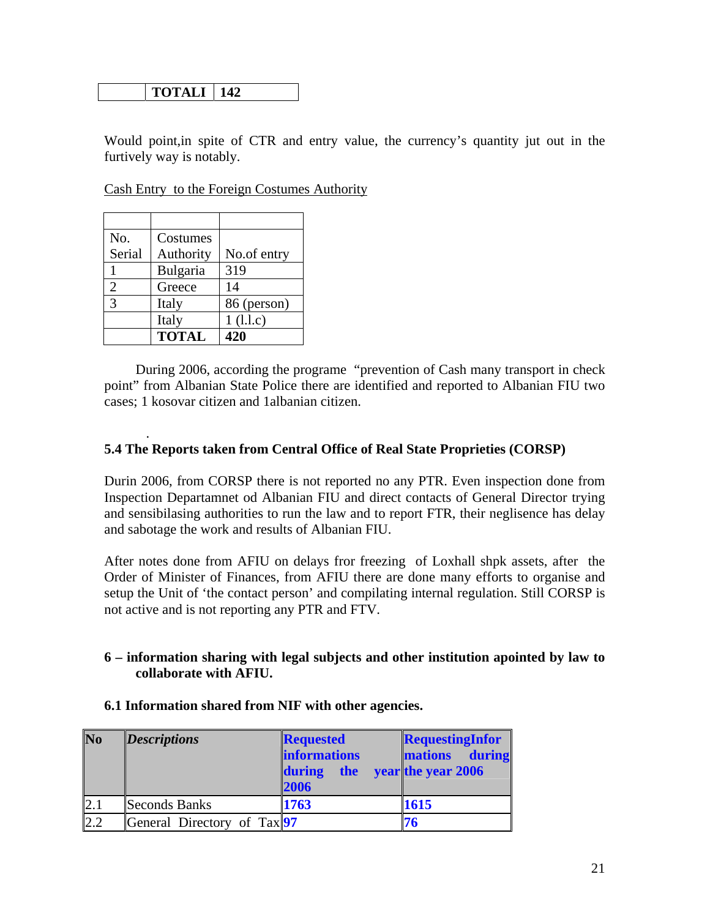| | TOTALI | 142 |
|---|---|---|

Would point,in spite of CTR and entry value, the currency's quantity jut out in the furtively way is notably.

Cash Entry to the Foreign Costumes Authority

| | | |
|---|---|---|
| No. Serial | Costumes Authority | No.of entry |
| 1 | Bulgaria | 319 |
| 2 | Greece | 14 |
| 3 | Italy | 86 (person) |
| | Italy | 1 (l.l.c) |
| | **TOTAL** | **420** |

During 2006, according the programe "prevention of Cash many transport in check point" from Albanian State Police there are identified and reported to Albanian FIU two cases; 1 kosovar citizen and 1albanian citizen.

### 5.4 The Reports taken from Central Office of Real State Proprieties (CORSP)

Durin 2006, from CORSP there is not reported no any PTR. Even inspection done from Inspection Departamnet od Albanian FIU and direct contacts of General Director trying and sensibilasing authorities to run the law and to report FTR, their neglisence has delay and sabotage the work and results of Albanian FIU.

After notes done from AFIU on delays fror freezing of Loxhall shpk assets, after the Order of Minister of Finances, from AFIU there are done many efforts to organise and setup the Unit of 'the contact person' and compilating internal regulation. Still CORSP is not active and is not reporting any PTR and FTV.

## 6 – information sharing with legal subjects and other institution apointed by law to collaborate with AFIU.

### 6.1 Information shared from NIF with other agencies.

| No | *Descriptions* | Requested informations during the year 2006 | RequestingInformations during the year 2006 |
|---|---|---|---|
| 2.1 | Seconds Banks | 1763 | 1615 |
| 2.2 | General Directory of Tax | 97 | 76 |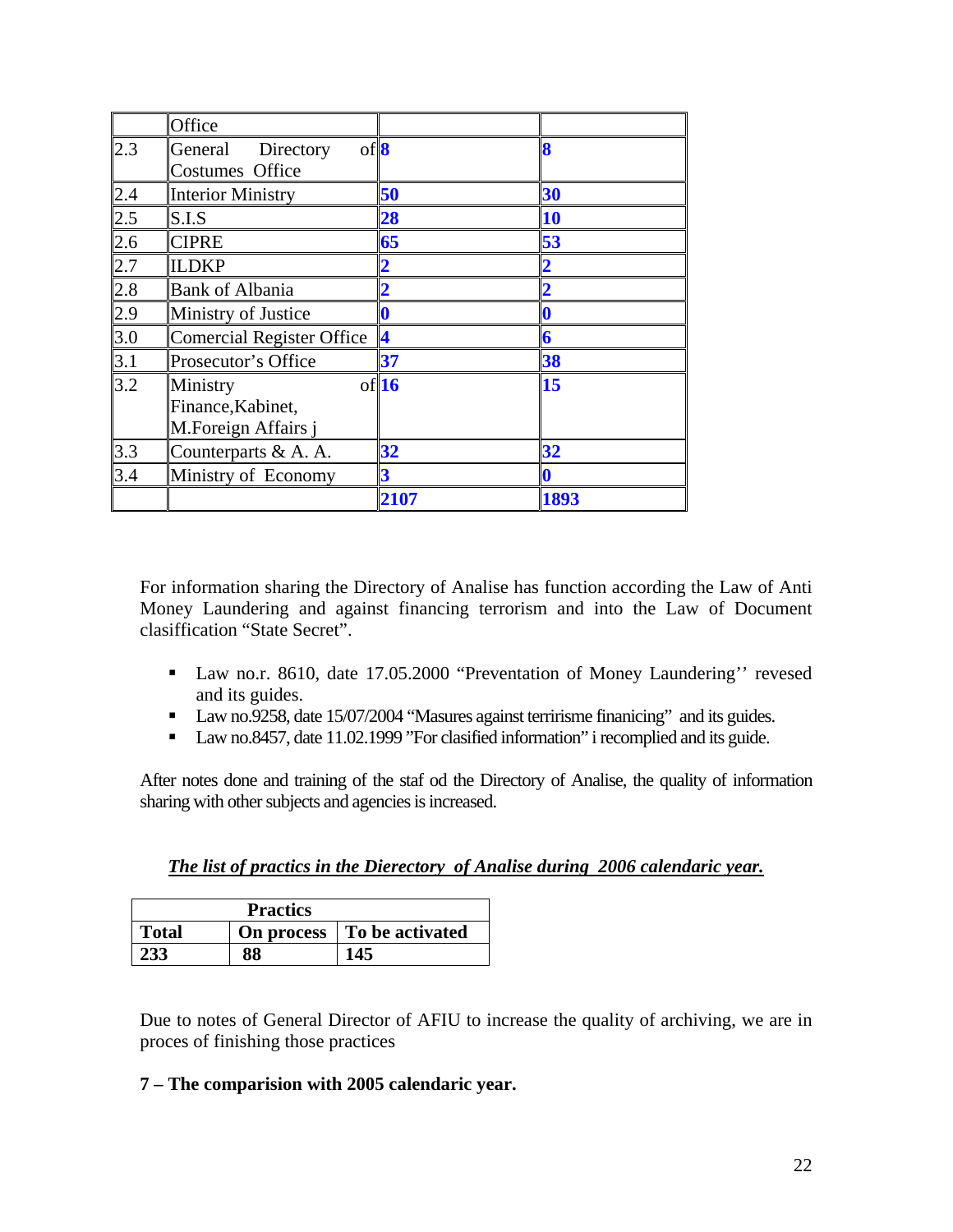| | Office | | |
|---|---|---|---|
| 2.3 | General Directory of Costumes Office | **8** | **8** |
| 2.4 | Interior Ministry | **50** | **30** |
| 2.5 | S.I.S | **28** | **10** |
| 2.6 | CIPRE | **65** | **53** |
| 2.7 | ILDKP | **2** | **2** |
| 2.8 | Bank of Albania | **2** | **2** |
| 2.9 | Ministry of Justice | **0** | **0** |
| 3.0 | Comercial Register Office | **4** | **6** |
| 3.1 | Prosecutor's Office | **37** | **38** |
| 3.2 | Ministry of Finance,Kabinet, M.Foreign Affairs j | **16** | **15** |
| 3.3 | Counterparts & A. A. | **32** | **32** |
| 3.4 | Ministry of Economy | **3** | **0** |
| | | **2107** | **1893** |

For information sharing the Directory of Analise has function according the Law of Anti Money Laundering and against financing terrorism and into the Law of Document clasiffication "State Secret".

- Law no.r. 8610, date 17.05.2000 "Preventation of Money Laundering'' revesed and its guides.
- Law no.9258, date 15/07/2004 "Masures against terririsme financing" and its guides.
- Law no.8457, date 11.02.1999 "For clasified information" i recomplied and its guide.

After notes done and training of the staf od the Directory of Analise, the quality of information sharing with other subjects and agencies is increased.

***The list of practics in the Dierectory of Analise during 2006 calendaric year.***

| **Practics** | | |
|---|---|---|
| **Total** | **On process** | **To be activated** |
| **233** | **88** | **145** |

Due to notes of General Director of AFIU to increase the quality of archiving, we are in proces of finishing those practices

**7 – The comparision with 2005 calendaric year.**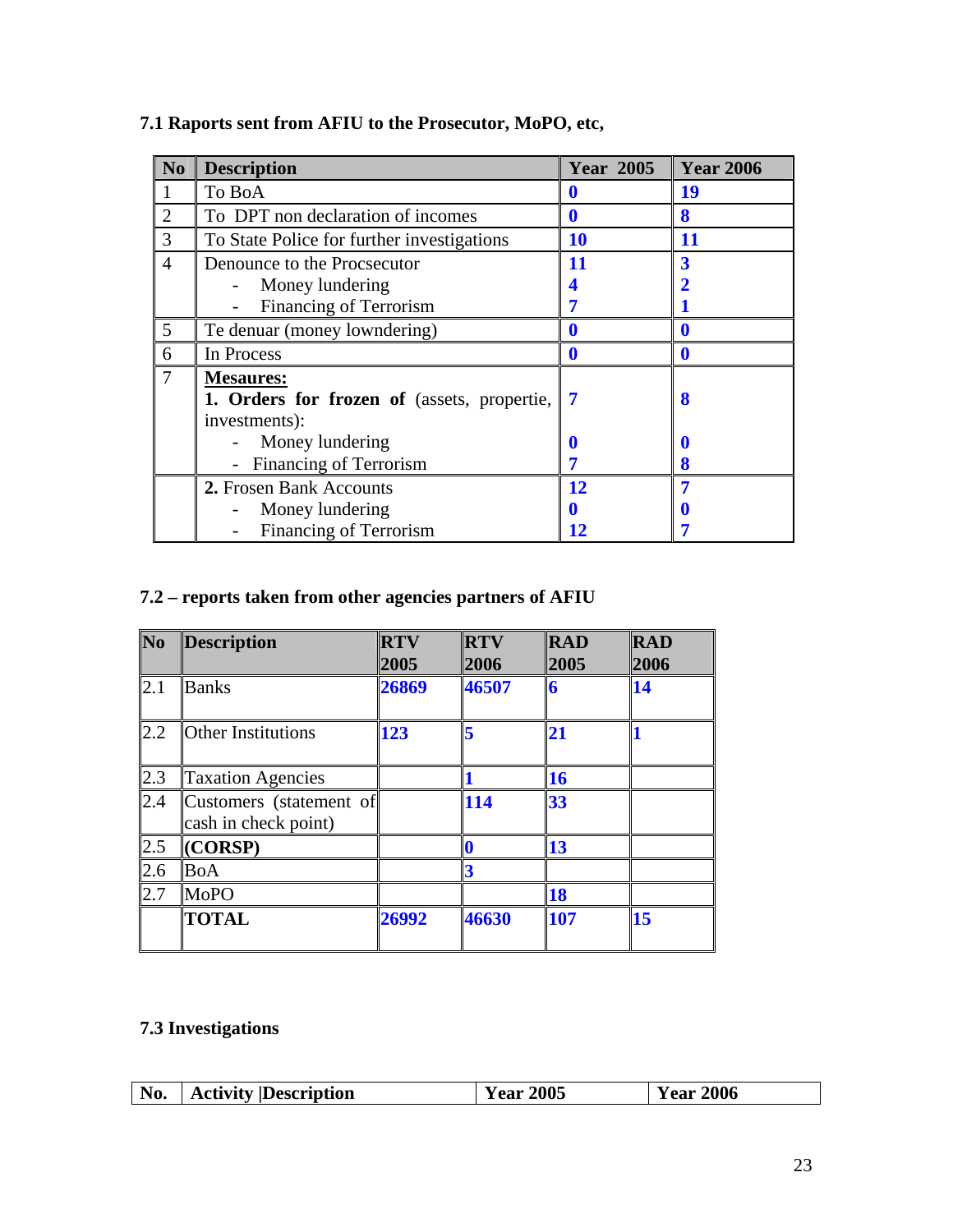### 7.1 Raports sent from AFIU to the Prosecutor, MoPO, etc,

| No | Description | Year 2005 | Year 2006 |
|---|---|---|---|
| 1 | To BoA | **0** | **19** |
| 2 | To DPT non declaration of incomes | **0** | **8** |
| 3 | To State Police for further investigations | **10** | **11** |
| 4 | Denounce to the Procsecutor<br>- Money lundering<br>- Financing of Terrorism | **11**<br>**4**<br>**7** | **3**<br>**2**<br>**1** |
| 5 | Te denuar (money lowndering) | **0** | **0** |
| 6 | In Process | **0** | **0** |
| 7 | **Mesaures:**<br>**1. Orders for frozen of** (assets, propertie, investments):<br>- Money lundering<br>- Financing of Terrorism | **7**<br><br>**0**<br>**7** | **8**<br><br>**0**<br>**8** |
| | **2.** Frosen Bank Accounts<br>- Money lundering<br>- Financing of Terrorism | **12**<br>**0**<br>**12** | **7**<br>**0**<br>**7** |

### 7.2 – reports taken from other agencies partners of AFIU

| No | Description | RTV 2005 | RTV 2006 | RAD 2005 | RAD 2006 |
|---|---|---|---|---|---|
| 2.1 | Banks | **26869** | **46507** | **6** | **14** |
| 2.2 | Other Institutions | **123** | **5** | **21** | **1** |
| 2.3 | Taxation Agencies | | **1** | **16** | |
| 2.4 | Customers (statement of cash in check point) | | **114** | **33** | |
| 2.5 | **(CORSP)** | | **0** | **13** | |
| 2.6 | BoA | | **3** | | |
| 2.7 | MoPO | | | **18** | |
| | **TOTAL** | **26992** | **46630** | **107** | **15** |

### 7.3 Investigations

| No. | Activity Description | Year 2005 | Year 2006 |
|---|---|---|---|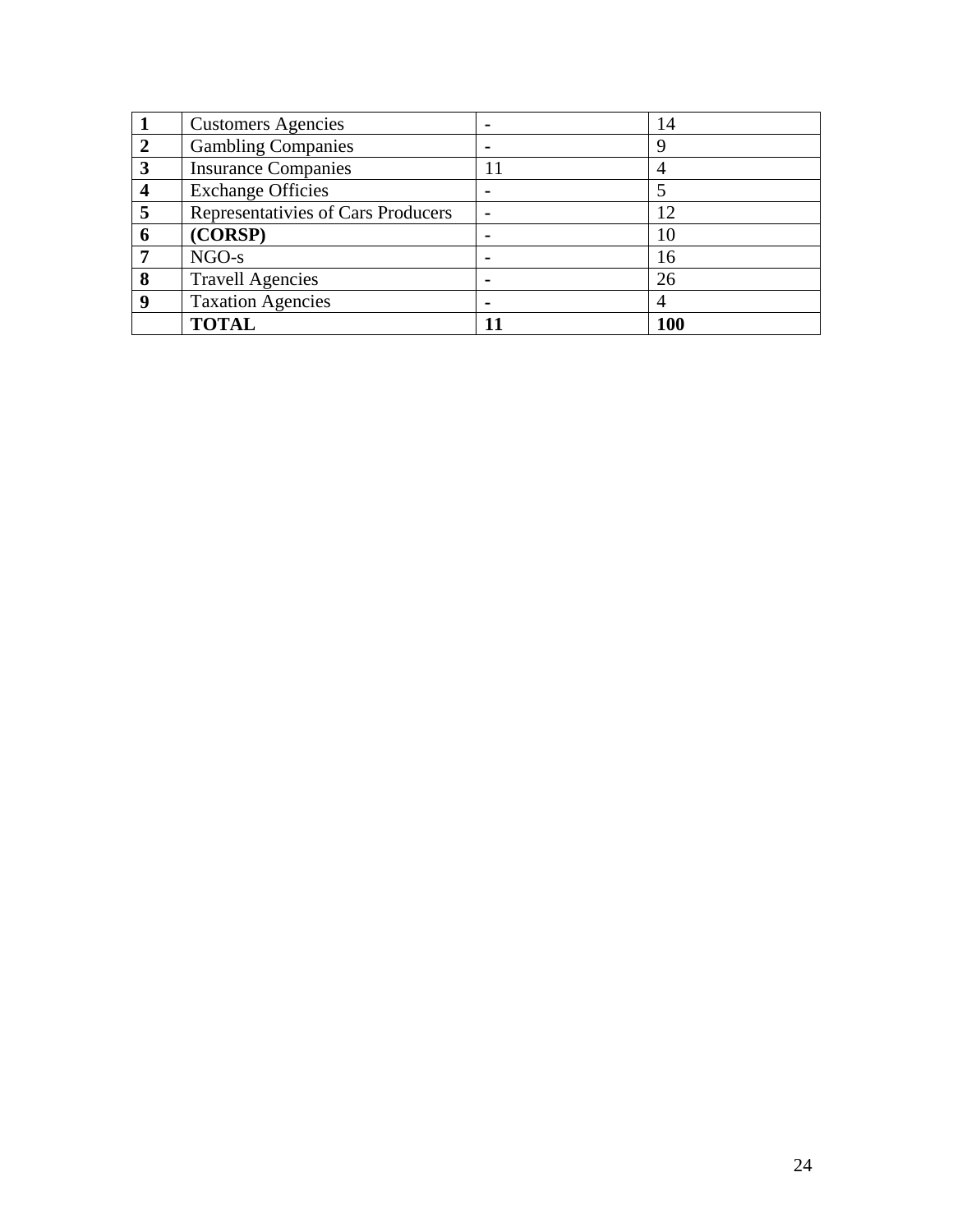| | | | |
|---|---|---|---|
| **1** | Customers Agencies | - | 14 |
| **2** | Gambling Companies | - | 9 |
| **3** | Insurance Companies | 11 | 4 |
| **4** | Exchange Officies | - | 5 |
| **5** | Representativies of Cars Producers | - | 12 |
| **6** | **(CORSP)** | - | 10 |
| **7** | NGO-s | - | 16 |
| **8** | Travell Agencies | - | 26 |
| **9** | Taxation Agencies | - | 4 |
| | **TOTAL** | **11** | **100** |